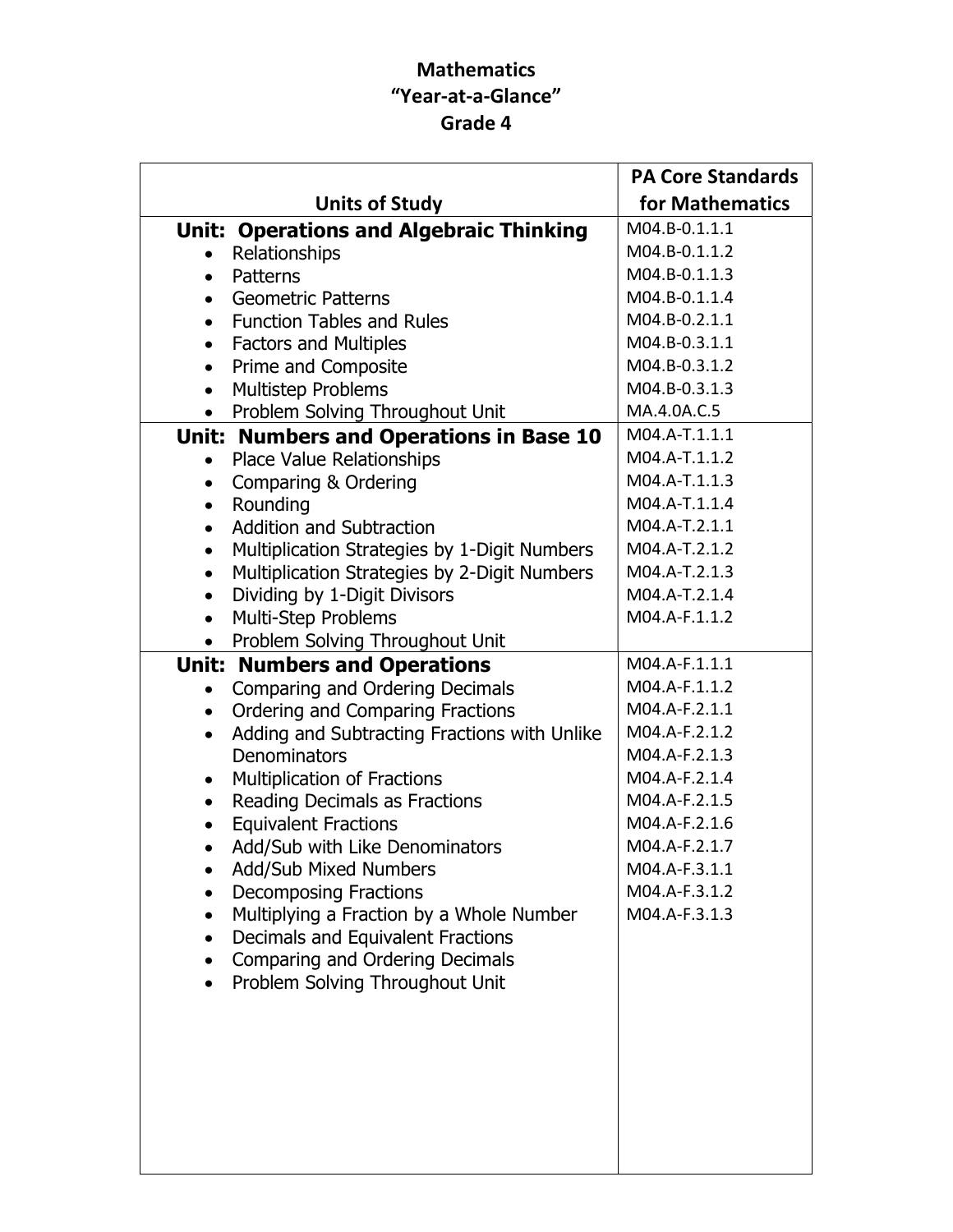# Mathematics
# "Year-at-a-Glance"
# Grade 4

| Units of Study | PA Core Standards for Mathematics |
|---|---|
| **Unit: Operations and Algebraic Thinking** | M04.B-0.1.1.1 |
| • Relationships | M04.B-0.1.1.2 |
| • Patterns | M04.B-0.1.1.3 |
| • Geometric Patterns | M04.B-0.1.1.4 |
| • Function Tables and Rules | M04.B-0.2.1.1 |
| • Factors and Multiples | M04.B-0.3.1.1 |
| • Prime and Composite | M04.B-0.3.1.2 |
| • Multistep Problems | M04.B-0.3.1.3 |
| • Problem Solving Throughout Unit | MA.4.0A.C.5 |
| **Unit: Numbers and Operations in Base 10** | M04.A-T.1.1.1 |
| • Place Value Relationships | M04.A-T.1.1.2 |
| • Comparing & Ordering | M04.A-T.1.1.3 |
| • Rounding | M04.A-T.1.1.4 |
| • Addition and Subtraction | M04.A-T.2.1.1 |
| • Multiplication Strategies by 1-Digit Numbers | M04.A-T.2.1.2 |
| • Multiplication Strategies by 2-Digit Numbers | M04.A-T.2.1.3 |
| • Dividing by 1-Digit Divisors | M04.A-T.2.1.4 |
| • Multi-Step Problems | M04.A-F.1.1.2 |
| • Problem Solving Throughout Unit | |
| **Unit: Numbers and Operations** | M04.A-F.1.1.1 |
| • Comparing and Ordering Decimals | M04.A-F.1.1.2 |
| • Ordering and Comparing Fractions | M04.A-F.2.1.1 |
| • Adding and Subtracting Fractions with Unlike Denominators | M04.A-F.2.1.2<br>M04.A-F.2.1.3 |
| • Multiplication of Fractions | M04.A-F.2.1.4 |
| • Reading Decimals as Fractions | M04.A-F.2.1.5 |
| • Equivalent Fractions | M04.A-F.2.1.6 |
| • Add/Sub with Like Denominators | M04.A-F.2.1.7 |
| • Add/Sub Mixed Numbers | M04.A-F.3.1.1 |
| • Decomposing Fractions | M04.A-F.3.1.2 |
| • Multiplying a Fraction by a Whole Number | M04.A-F.3.1.3 |
| • Decimals and Equivalent Fractions | |
| • Comparing and Ordering Decimals | |
| • Problem Solving Throughout Unit | |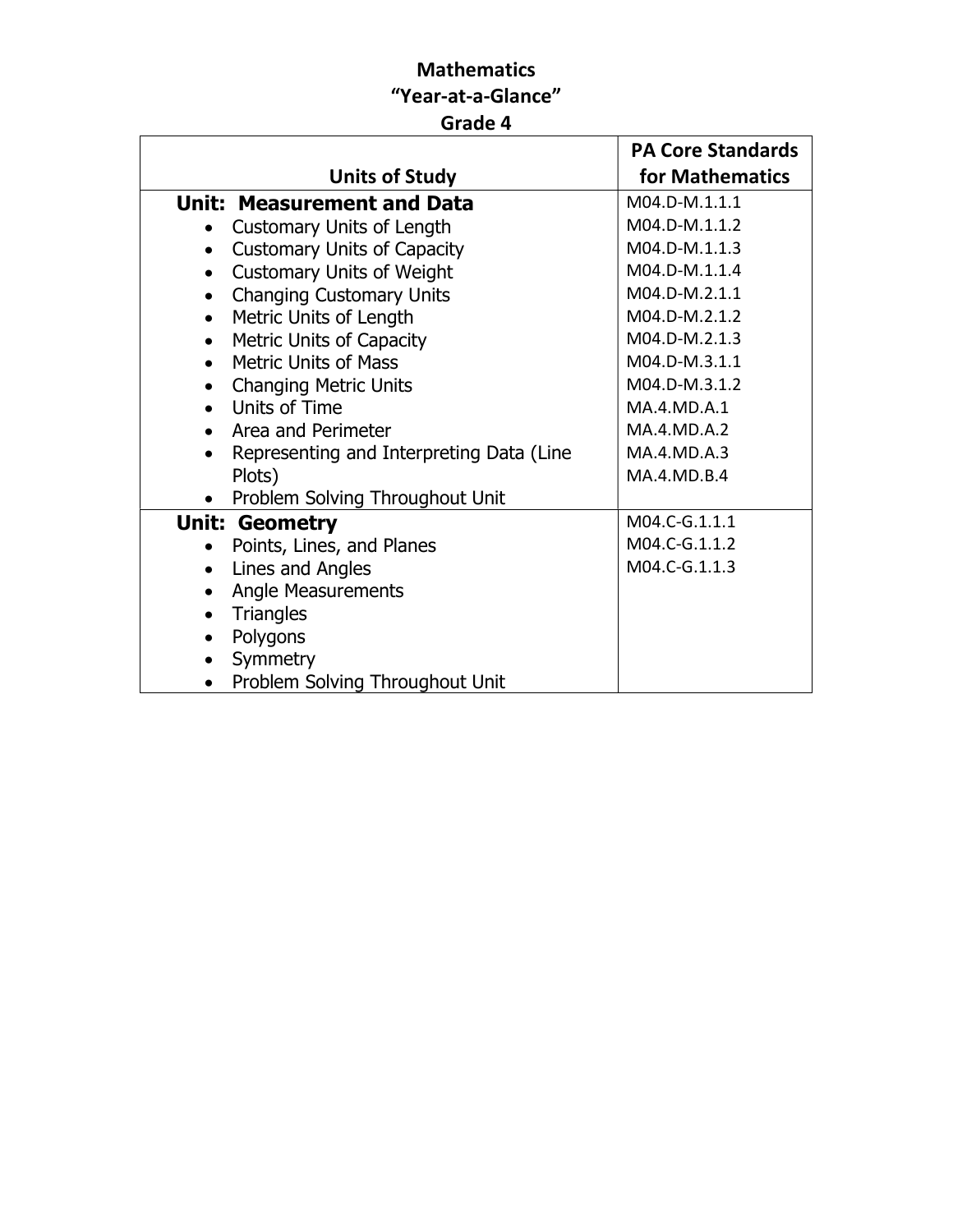**Mathematics**
**"Year-at-a-Glance"**
**Grade 4**

| Units of Study | PA Core Standards for Mathematics |
|---|---|
| **Unit: Measurement and Data**<br>• Customary Units of Length<br>• Customary Units of Capacity<br>• Customary Units of Weight<br>• Changing Customary Units<br>• Metric Units of Length<br>• Metric Units of Capacity<br>• Metric Units of Mass<br>• Changing Metric Units<br>• Units of Time<br>• Area and Perimeter<br>• Representing and Interpreting Data (Line Plots)<br>• Problem Solving Throughout Unit | M04.D-M.1.1.1<br>M04.D-M.1.1.2<br>M04.D-M.1.1.3<br>M04.D-M.1.1.4<br>M04.D-M.2.1.1<br>M04.D-M.2.1.2<br>M04.D-M.2.1.3<br>M04.D-M.3.1.1<br>M04.D-M.3.1.2<br>MA.4.MD.A.1<br>MA.4.MD.A.2<br>MA.4.MD.A.3<br>MA.4.MD.B.4 |
| **Unit: Geometry**<br>• Points, Lines, and Planes<br>• Lines and Angles<br>• Angle Measurements<br>• Triangles<br>• Polygons<br>• Symmetry<br>• Problem Solving Throughout Unit | M04.C-G.1.1.1<br>M04.C-G.1.1.2<br>M04.C-G.1.1.3 |